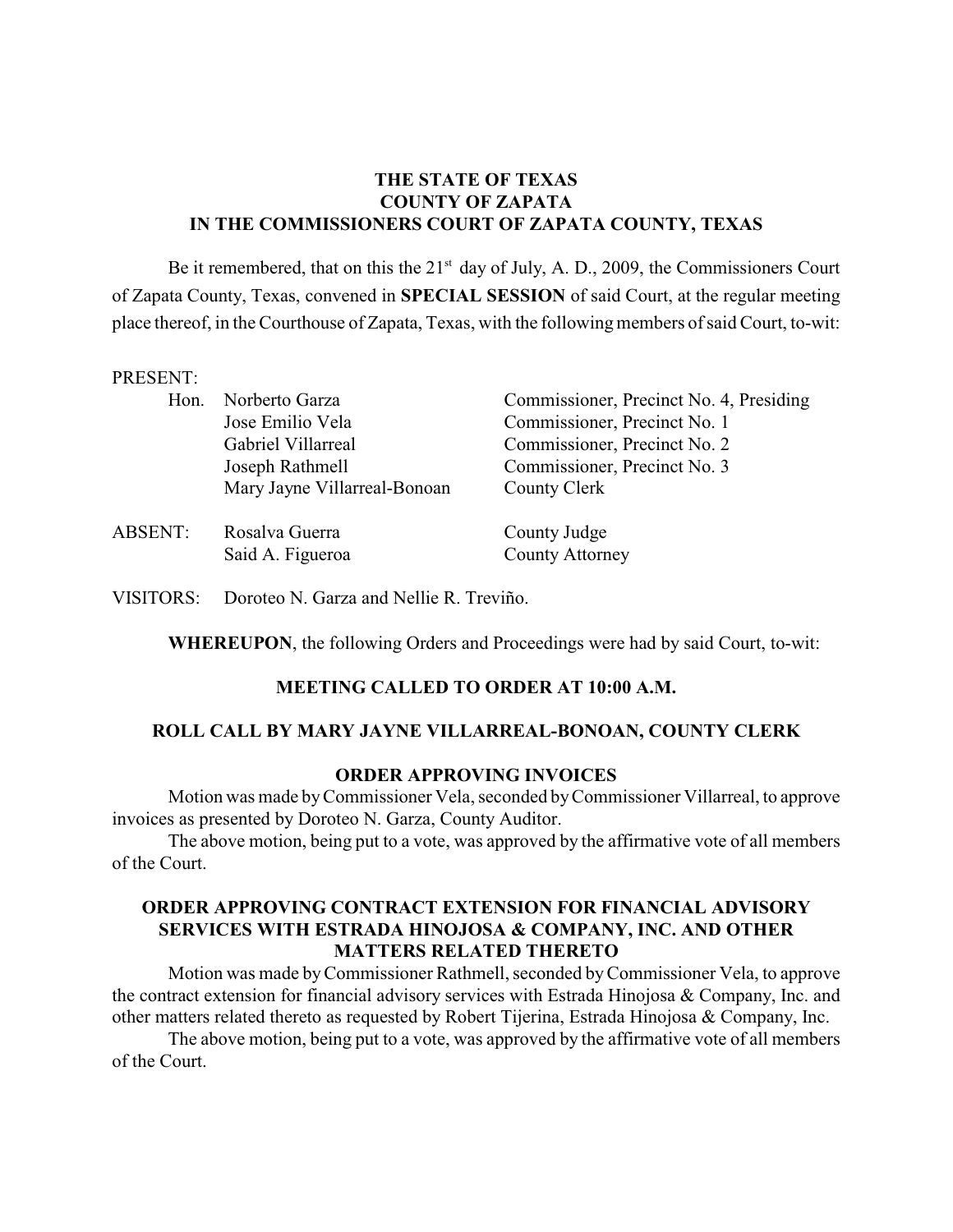**THE STATE OF TEXAS**
**COUNTY OF ZAPATA**
**IN THE COMMISSIONERS COURT OF ZAPATA COUNTY, TEXAS**

Be it remembered, that on this the 21st day of July, A. D., 2009, the Commissioners Court of Zapata County, Texas, convened in **SPECIAL SESSION** of said Court, at the regular meeting place thereof, in the Courthouse of Zapata, Texas, with the following members of said Court, to-wit:

PRESENT:

| | | |
|---|---|---|
| Hon. | Norberto Garza | Commissioner, Precinct No. 4, Presiding |
| | Jose Emilio Vela | Commissioner, Precinct No. 1 |
| | Gabriel Villarreal | Commissioner, Precinct No. 2 |
| | Joseph Rathmell | Commissioner, Precinct No. 3 |
| | Mary Jayne Villarreal-Bonoan | County Clerk |
| ABSENT: | Rosalva Guerra | County Judge |
| | Said A. Figueroa | County Attorney |

VISITORS: Doroteo N. Garza and Nellie R. Treviño.

**WHEREUPON**, the following Orders and Proceedings were had by said Court, to-wit:

**MEETING CALLED TO ORDER AT 10:00 A.M.**

**ROLL CALL BY MARY JAYNE VILLARREAL-BONOAN, COUNTY CLERK**

**ORDER APPROVING INVOICES**

Motion was made by Commissioner Vela, seconded by Commissioner Villarreal, to approve invoices as presented by Doroteo N. Garza, County Auditor.

The above motion, being put to a vote, was approved by the affirmative vote of all members of the Court.

**ORDER APPROVING CONTRACT EXTENSION FOR FINANCIAL ADVISORY SERVICES WITH ESTRADA HINOJOSA & COMPANY, INC. AND OTHER MATTERS RELATED THERETO**

Motion was made by Commissioner Rathmell, seconded by Commissioner Vela, to approve the contract extension for financial advisory services with Estrada Hinojosa & Company, Inc. and other matters related thereto as requested by Robert Tijerina, Estrada Hinojosa & Company, Inc.

The above motion, being put to a vote, was approved by the affirmative vote of all members of the Court.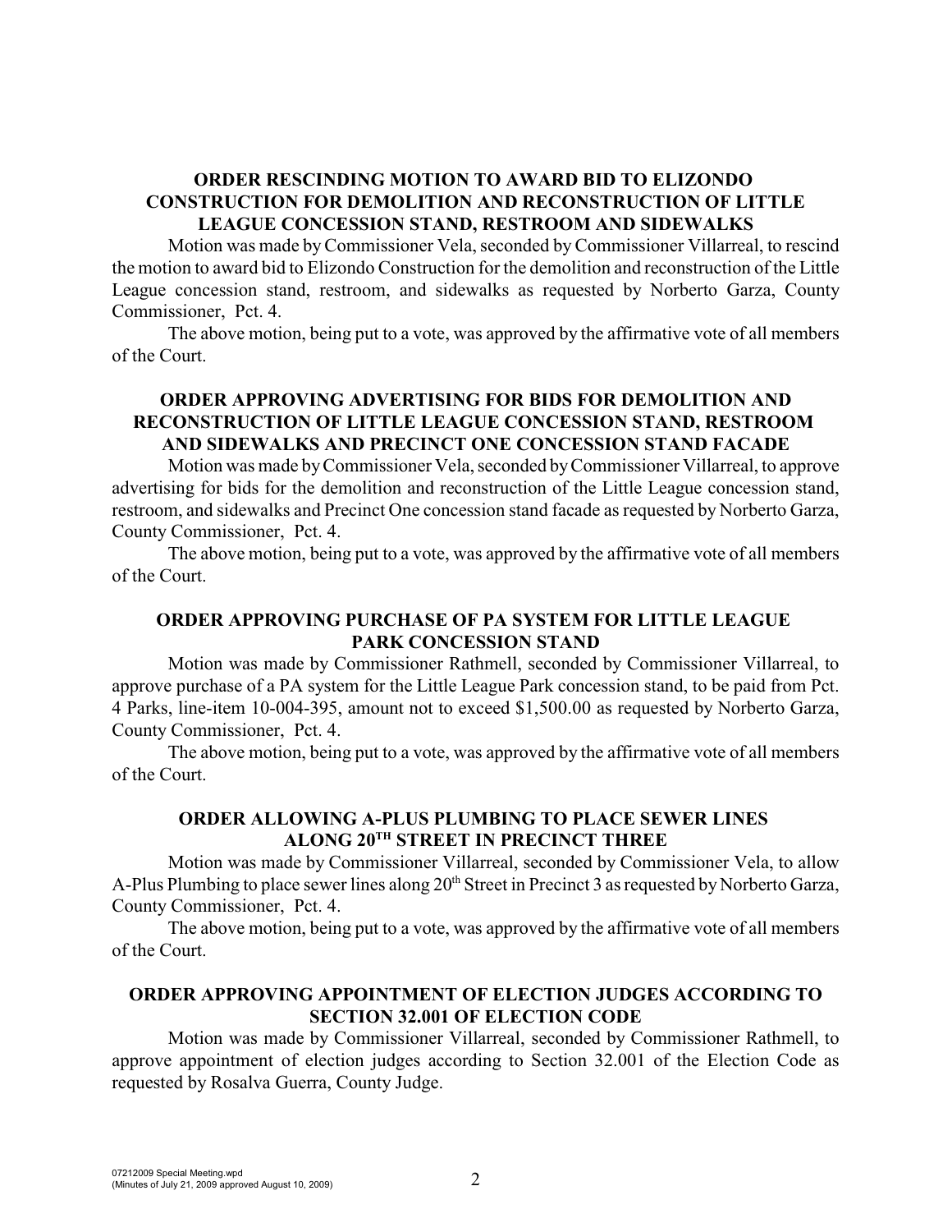**ORDER RESCINDING MOTION TO AWARD BID TO ELIZONDO CONSTRUCTION FOR DEMOLITION AND RECONSTRUCTION OF LITTLE LEAGUE CONCESSION STAND, RESTROOM AND SIDEWALKS**

Motion was made by Commissioner Vela, seconded by Commissioner Villarreal, to rescind the motion to award bid to Elizondo Construction for the demolition and reconstruction of the Little League concession stand, restroom, and sidewalks as requested by Norberto Garza, County Commissioner, Pct. 4.

The above motion, being put to a vote, was approved by the affirmative vote of all members of the Court.

**ORDER APPROVING ADVERTISING FOR BIDS FOR DEMOLITION AND RECONSTRUCTION OF LITTLE LEAGUE CONCESSION STAND, RESTROOM AND SIDEWALKS AND PRECINCT ONE CONCESSION STAND FACADE**

Motion was made by Commissioner Vela, seconded by Commissioner Villarreal, to approve advertising for bids for the demolition and reconstruction of the Little League concession stand, restroom, and sidewalks and Precinct One concession stand facade as requested by Norberto Garza, County Commissioner, Pct. 4.

The above motion, being put to a vote, was approved by the affirmative vote of all members of the Court.

**ORDER APPROVING PURCHASE OF PA SYSTEM FOR LITTLE LEAGUE PARK CONCESSION STAND**

Motion was made by Commissioner Rathmell, seconded by Commissioner Villarreal, to approve purchase of a PA system for the Little League Park concession stand, to be paid from Pct. 4 Parks, line-item 10-004-395, amount not to exceed $1,500.00 as requested by Norberto Garza, County Commissioner, Pct. 4.

The above motion, being put to a vote, was approved by the affirmative vote of all members of the Court.

**ORDER ALLOWING A-PLUS PLUMBING TO PLACE SEWER LINES ALONG 20TH STREET IN PRECINCT THREE**

Motion was made by Commissioner Villarreal, seconded by Commissioner Vela, to allow A-Plus Plumbing to place sewer lines along 20th Street in Precinct 3 as requested by Norberto Garza, County Commissioner, Pct. 4.

The above motion, being put to a vote, was approved by the affirmative vote of all members of the Court.

**ORDER APPROVING APPOINTMENT OF ELECTION JUDGES ACCORDING TO SECTION 32.001 OF ELECTION CODE**

Motion was made by Commissioner Villarreal, seconded by Commissioner Rathmell, to approve appointment of election judges according to Section 32.001 of the Election Code as requested by Rosalva Guerra, County Judge.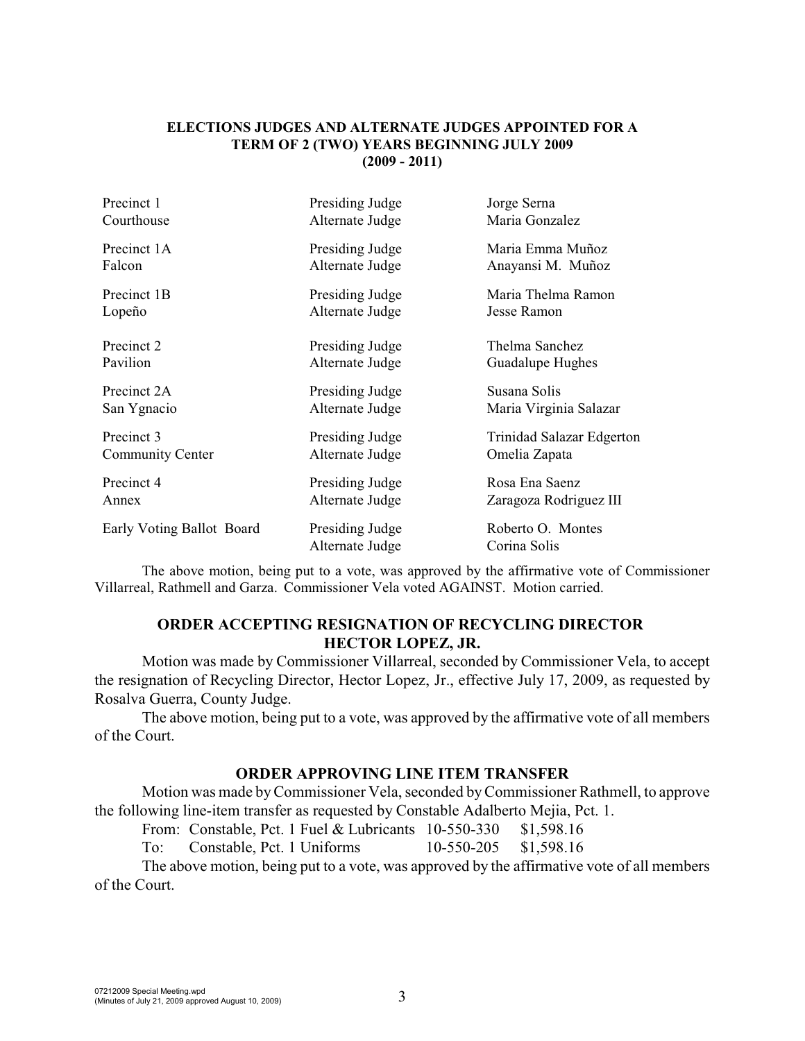**ELECTIONS JUDGES AND ALTERNATE JUDGES APPOINTED FOR A TERM OF 2 (TWO) YEARS BEGINNING JULY 2009 (2009 - 2011)**

| | | |
|---|---|---|
| Precinct 1 | Presiding Judge | Jorge Serna |
| Courthouse | Alternate Judge | Maria Gonzalez |
| Precinct 1A | Presiding Judge | Maria Emma Muñoz |
| Falcon | Alternate Judge | Anayansi M. Muñoz |
| Precinct 1B | Presiding Judge | Maria Thelma Ramon |
| Lopeño | Alternate Judge | Jesse Ramon |
| Precinct 2 | Presiding Judge | Thelma Sanchez |
| Pavilion | Alternate Judge | Guadalupe Hughes |
| Precinct 2A | Presiding Judge | Susana Solis |
| San Ygnacio | Alternate Judge | Maria Virginia Salazar |
| Precinct 3 | Presiding Judge | Trinidad Salazar Edgerton |
| Community Center | Alternate Judge | Omelia Zapata |
| Precinct 4 | Presiding Judge | Rosa Ena Saenz |
| Annex | Alternate Judge | Zaragoza Rodriguez III |
| Early Voting Ballot Board | Presiding Judge | Roberto O. Montes |
| | Alternate Judge | Corina Solis |

The above motion, being put to a vote, was approved by the affirmative vote of Commissioner Villarreal, Rathmell and Garza. Commissioner Vela voted AGAINST. Motion carried.

## ORDER ACCEPTING RESIGNATION OF RECYCLING DIRECTOR HECTOR LOPEZ, JR.

Motion was made by Commissioner Villarreal, seconded by Commissioner Vela, to accept the resignation of Recycling Director, Hector Lopez, Jr., effective July 17, 2009, as requested by Rosalva Guerra, County Judge.

The above motion, being put to a vote, was approved by the affirmative vote of all members of the Court.

## ORDER APPROVING LINE ITEM TRANSFER

Motion was made by Commissioner Vela, seconded by Commissioner Rathmell, to approve the following line-item transfer as requested by Constable Adalberto Mejia, Pct. 1.

| | | | |
|---|---|---|---|
| From: | Constable, Pct. 1 Fuel & Lubricants | 10-550-330 | $1,598.16 |
| To: | Constable, Pct. 1 Uniforms | 10-550-205 | $1,598.16 |

The above motion, being put to a vote, was approved by the affirmative vote of all members of the Court.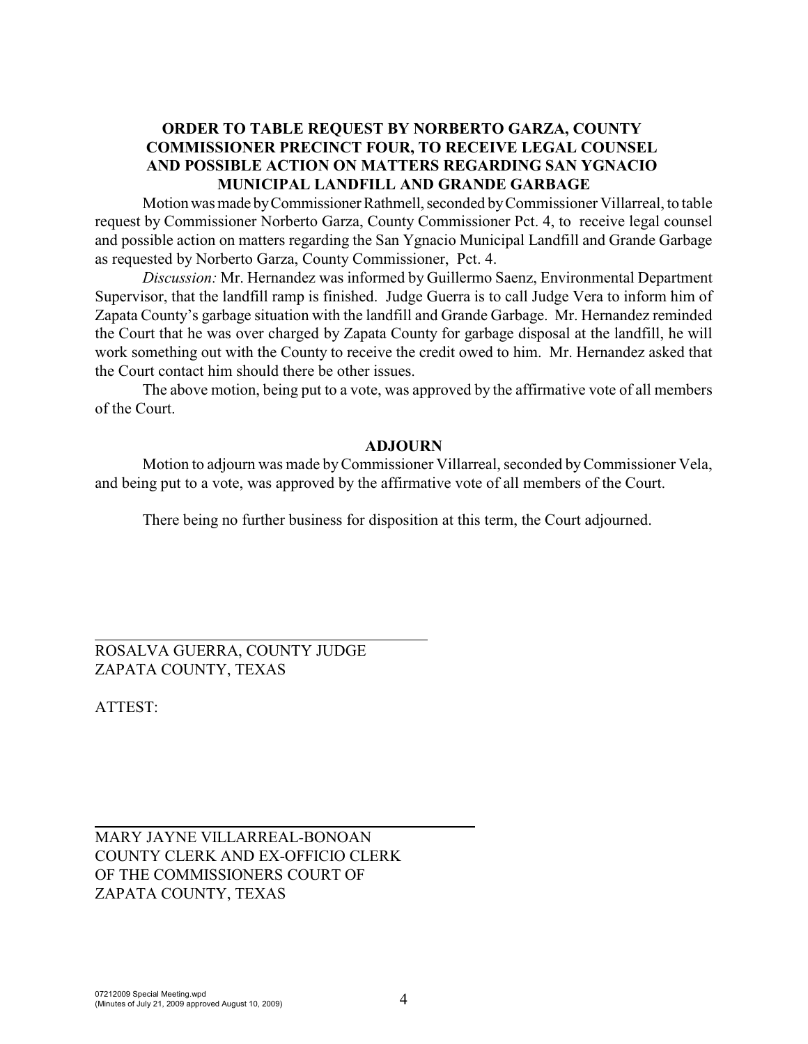**ORDER TO TABLE REQUEST BY NORBERTO GARZA, COUNTY COMMISSIONER PRECINCT FOUR, TO RECEIVE LEGAL COUNSEL AND POSSIBLE ACTION ON MATTERS REGARDING SAN YGNACIO MUNICIPAL LANDFILL AND GRANDE GARBAGE**

Motion was made by Commissioner Rathmell, seconded by Commissioner Villarreal, to table request by Commissioner Norberto Garza, County Commissioner Pct. 4, to receive legal counsel and possible action on matters regarding the San Ygnacio Municipal Landfill and Grande Garbage as requested by Norberto Garza, County Commissioner, Pct. 4.

*Discussion:* Mr. Hernandez was informed by Guillermo Saenz, Environmental Department Supervisor, that the landfill ramp is finished. Judge Guerra is to call Judge Vera to inform him of Zapata County's garbage situation with the landfill and Grande Garbage. Mr. Hernandez reminded the Court that he was over charged by Zapata County for garbage disposal at the landfill, he will work something out with the County to receive the credit owed to him. Mr. Hernandez asked that the Court contact him should there be other issues.

The above motion, being put to a vote, was approved by the affirmative vote of all members of the Court.

**ADJOURN**

Motion to adjourn was made by Commissioner Villarreal, seconded by Commissioner Vela, and being put to a vote, was approved by the affirmative vote of all members of the Court.

There being no further business for disposition at this term, the Court adjourned.

ROSALVA GUERRA, COUNTY JUDGE
ZAPATA COUNTY, TEXAS

ATTEST:

MARY JAYNE VILLARREAL-BONOAN
COUNTY CLERK AND EX-OFFICIO CLERK
OF THE COMMISSIONERS COURT OF
ZAPATA COUNTY, TEXAS

07212009 Special Meeting.wpd
(Minutes of July 21, 2009 approved August 10, 2009)